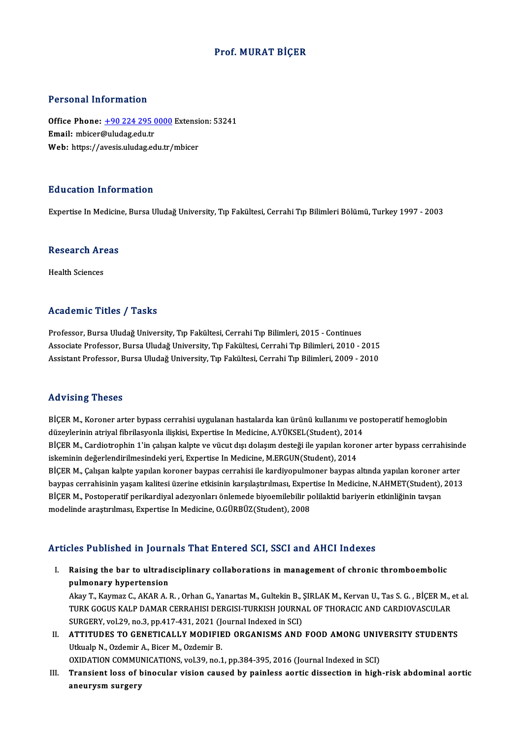# Prof. MURAT BİÇER

## Personal Information

**Office Phone:** +90 224 295 0000 Extension: 53241
**Email:** mbicer@uludag.edu.tr
**Web:** https://avesis.uludag.edu.tr/mbicer

## Education Information

Expertise In Medicine, Bursa Uludağ University, Tıp Fakültesi, Cerrahi Tıp Bilimleri Bölümü, Turkey 1997 - 2003

## Research Areas

Health Sciences

## Academic Titles / Tasks

Professor, Bursa Uludağ University, Tıp Fakültesi, Cerrahi Tıp Bilimleri, 2015 - Continues
Associate Professor, Bursa Uludağ University, Tıp Fakültesi, Cerrahi Tıp Bilimleri, 2010 - 2015
Assistant Professor, Bursa Uludağ University, Tıp Fakültesi, Cerrahi Tıp Bilimleri, 2009 - 2010

## Advising Theses

BİÇER M., Koroner arter bypass cerrahisi uygulanan hastalarda kan ürünü kullanımı ve postoperatif hemoglobin düzeylerinin atriyal fibrilasyonla ilişkisi, Expertise In Medicine, A.YÜKSEL(Student), 2014
BİÇER M., Cardiotrophin 1'in çalışan kalpte ve vücut dışı dolaşım desteği ile yapılan koroner arter bypass cerrahisinde iskeminin değerlendirilmesindeki yeri, Expertise In Medicine, M.ERGUN(Student), 2014
BİÇER M., Çalışan kalpte yapılan koroner baypas cerrahisi ile kardiyopulmoner baypas altında yapılan koroner arter baypas cerrahisinin yaşam kalitesi üzerine etkisinin karşılaştırılması, Expertise In Medicine, N.AHMET(Student), 2013
BİÇER M., Postoperatif perikardiyal adezyonları önlemede biyoemilebilir polilaktid bariyerin etkinliğinin tavşan modelinde araştırılması, Expertise In Medicine, O.GÜRBÜZ(Student), 2008

## Articles Published in Journals That Entered SCI, SSCI and AHCI Indexes

I. **Raising the bar to ultradisciplinary collaborations in management of chronic thromboembolic pulmonary hypertension**
Akay T., Kaymaz C., AKAR A. R. , Orhan G., Yanartas M., Gultekin B., ŞIRLAK M., Kervan U., Tas S. G. , BİÇER M., et al.
TURK GOGUS KALP DAMAR CERRAHISI DERGISI-TURKISH JOURNAL OF THORACIC AND CARDIOVASCULAR SURGERY, vol.29, no.3, pp.417-431, 2021 (Journal Indexed in SCI)

II. **ATTITUDES TO GENETICALLY MODIFIED ORGANISMS AND FOOD AMONG UNIVERSITY STUDENTS**
Utkualp N., Ozdemir A., Bicer M., Ozdemir B.
OXIDATION COMMUNICATIONS, vol.39, no.1, pp.384-395, 2016 (Journal Indexed in SCI)

III. **Transient loss of binocular vision caused by painless aortic dissection in high-risk abdominal aortic aneurysm surgery**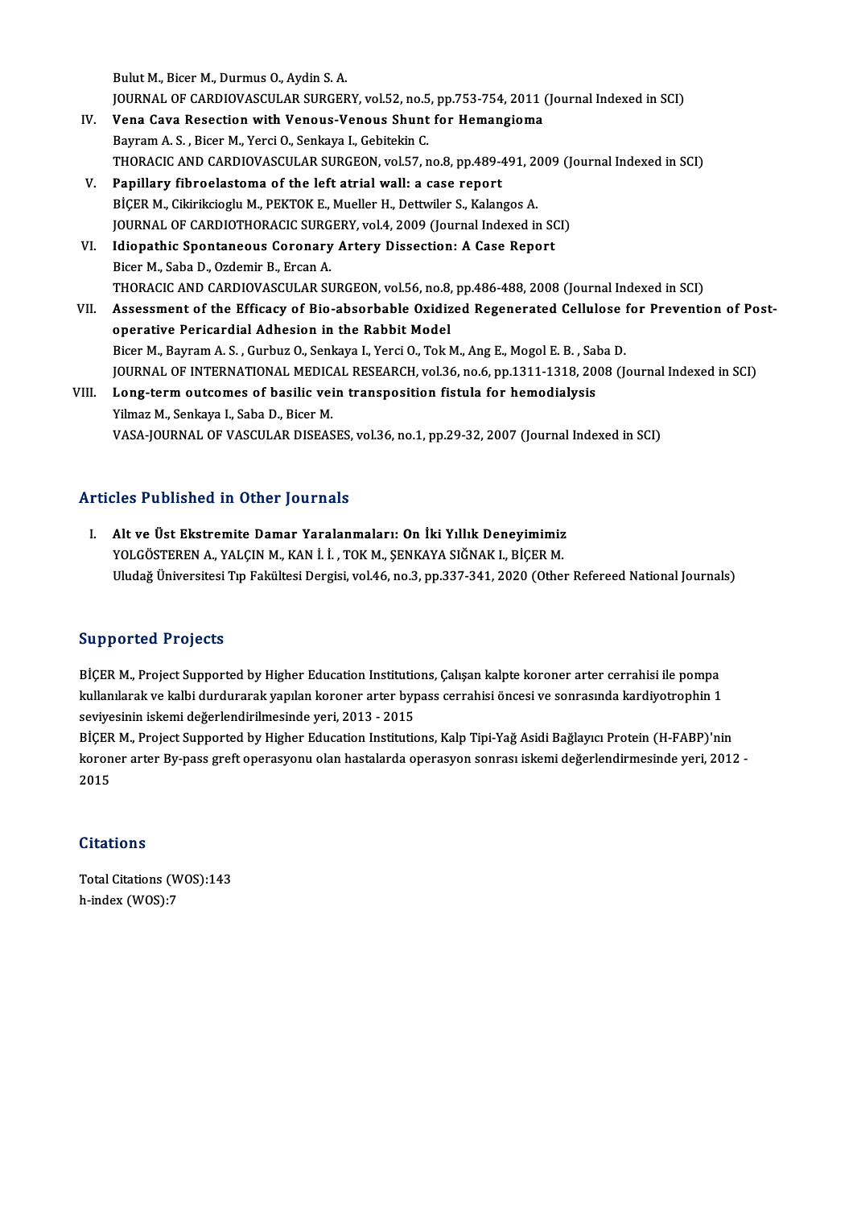Bulut M., Bicer M., Durmus O., Aydin S. A.
JOURNAL OF CARDIOVASCULAR SURGERY, vol.52, no.5, pp.753-754, 2011 (Journal Indexed in SCI)

IV. **Vena Cava Resection with Venous-Venous Shunt for Hemangioma**
Bayram A. S. , Bicer M., Yerci O., Senkaya I., Gebitekin C.
THORACIC AND CARDIOVASCULAR SURGEON, vol.57, no.8, pp.489-491, 2009 (Journal Indexed in SCI)

V. **Papillary fibroelastoma of the left atrial wall: a case report**
BİÇER M., Cikirikcioglu M., PEKTOK E., Mueller H., Dettwiler S., Kalangos A.
JOURNAL OF CARDIOTHORACIC SURGERY, vol.4, 2009 (Journal Indexed in SCI)

VI. **Idiopathic Spontaneous Coronary Artery Dissection: A Case Report**
Bicer M., Saba D., Ozdemir B., Ercan A.
THORACIC AND CARDIOVASCULAR SURGEON, vol.56, no.8, pp.486-488, 2008 (Journal Indexed in SCI)

VII. **Assessment of the Efficacy of Bio-absorbable Oxidized Regenerated Cellulose for Prevention of Post-operative Pericardial Adhesion in the Rabbit Model**
Bicer M., Bayram A. S. , Gurbuz O., Senkaya I., Yerci O., Tok M., Ang E., Mogol E. B. , Saba D.
JOURNAL OF INTERNATIONAL MEDICAL RESEARCH, vol.36, no.6, pp.1311-1318, 2008 (Journal Indexed in SCI)

VIII. **Long-term outcomes of basilic vein transposition fistula for hemodialysis**
Yilmaz M., Senkaya I., Saba D., Bicer M.
VASA-JOURNAL OF VASCULAR DISEASES, vol.36, no.1, pp.29-32, 2007 (Journal Indexed in SCI)

## Articles Published in Other Journals

I. **Alt ve Üst Ekstremite Damar Yaralanmaları: On İki Yıllık Deneyimimiz**
YOLGÖSTEREN A., YALÇIN M., KAN İ. İ. , TOK M., ŞENKAYA SIĞNAK I., BİÇER M.
Uludağ Üniversitesi Tıp Fakültesi Dergisi, vol.46, no.3, pp.337-341, 2020 (Other Refereed National Journals)

## Supported Projects

BİÇER M., Project Supported by Higher Education Institutions, Çalışan kalpte koroner arter cerrahisi ile pompa kullanılarak ve kalbi durdurarak yapılan koroner arter bypass cerrahisi öncesi ve sonrasında kardiyotrophin 1 seviyesinin iskemi değerlendirilmesinde yeri, 2013 - 2015

BİÇER M., Project Supported by Higher Education Institutions, Kalp Tipi-Yağ Asidi Bağlayıcı Protein (H-FABP)'nin koroner arter By-pass greft operasyonu olan hastalarda operasyon sonrası iskemi değerlendirmesinde yeri, 2012 - 2015

## Citations

Total Citations (WOS):143
h-index (WOS):7